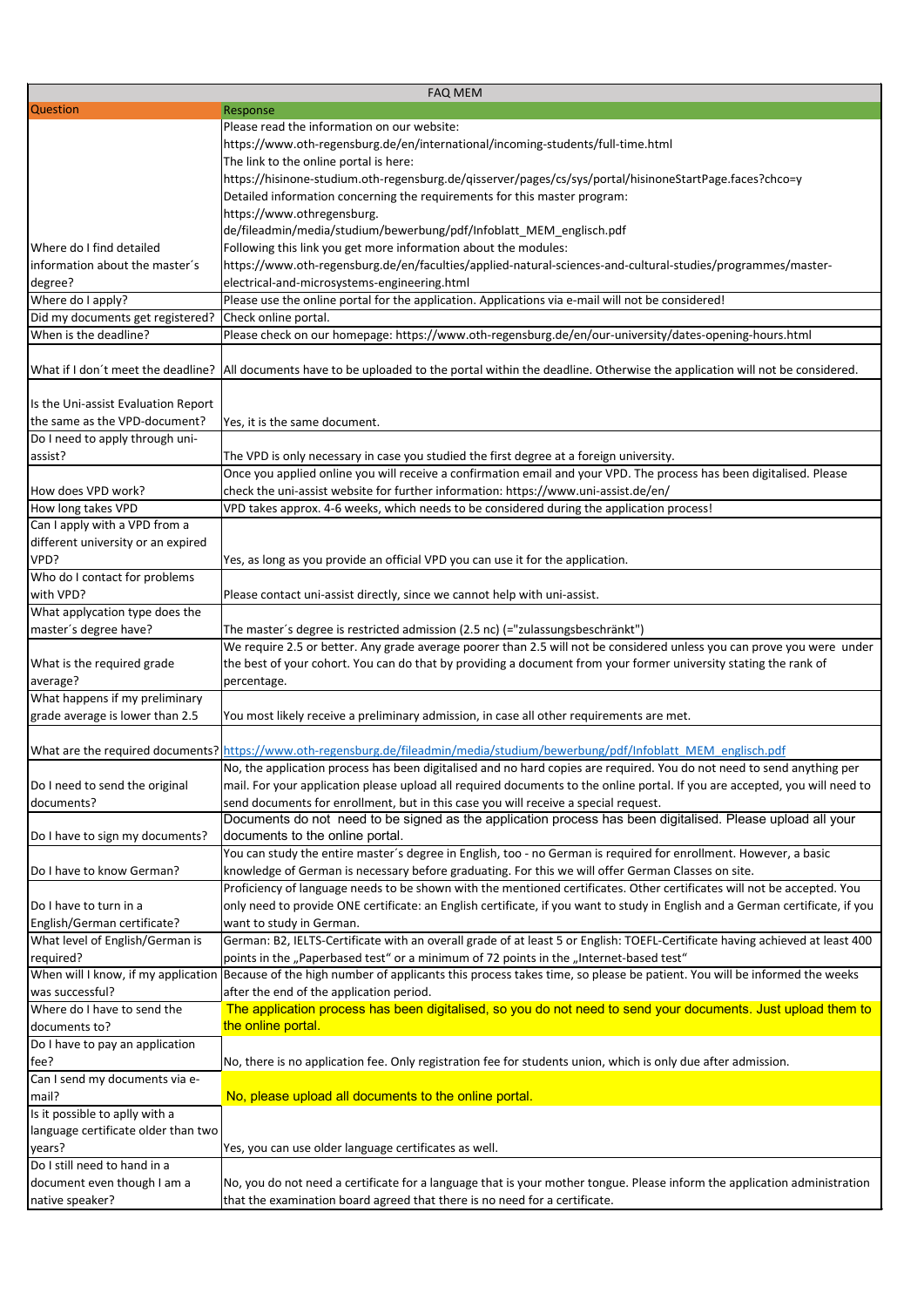| FAQ MEM | |
|---|---|
| Question | Response |
| Where do I find detailed information about the master´s degree? | Please read the information on our website: https://www.oth-regensburg.de/en/international/incoming-students/full-time.html The link to the online portal is here: https://hisinone-studium.oth-regensburg.de/qisserver/pages/cs/sys/portal/hisinoneStartPage.faces?chco=y Detailed information concerning the requirements for this master program: https://www.othregensburg. de/fileadmin/media/studium/bewerbung/pdf/Infoblatt_MEM_englisch.pdf Following this link you get more information about the modules: https://www.oth-regensburg.de/en/faculties/applied-natural-sciences-and-cultural-studies/programmes/master-electrical-and-microsystems-engineering.html |
| Where do I apply? | Please use the online portal for the application. Applications via e-mail will not be considered! |
| Did my documents get registered? | Check online portal. |
| When is the deadline? | Please check on our homepage: https://www.oth-regensburg.de/en/our-university/dates-opening-hours.html |
| What if I don´t meet the deadline? | All documents have to be uploaded to the portal within the deadline. Otherwise the application will not be considered. |
| Is the Uni-assist Evaluation Report the same as the VPD-document? | Yes, it is the same document. |
| Do I need to apply through uni-assist? | The VPD is only necessary in case you studied the first degree at a foreign university. |
| How does VPD work? | Once you applied online you will receive a confirmation email and your VPD. The process has been digitalised. Please check the uni-assist website for further information: https://www.uni-assist.de/en/ |
| How long takes VPD | VPD takes approx. 4-6 weeks, which needs to be considered during the application process! |
| Can I apply with a VPD from a different university or an expired VPD? | Yes, as long as you provide an official VPD you can use it for the application. |
| Who do I contact for problems with VPD? | Please contact uni-assist directly, since we cannot help with uni-assist. |
| What applycation type does the master´s degree have? | The master´s degree is restricted admission (2.5 nc) (="zulassungsbeschränkt") |
| What is the required grade average? | We require 2.5 or better. Any grade average poorer than 2.5 will not be considered unless you can prove you were under the best of your cohort. You can do that by providing a document from your former university stating the rank of percentage. |
| What happens if my preliminary grade average is lower than 2.5 | You most likely receive a preliminary admission, in case all other requirements are met. |
| What are the required documents? | https://www.oth-regensburg.de/fileadmin/media/studium/bewerbung/pdf/Infoblatt_MEM_englisch.pdf |
| Do I need to send the original documents? | No, the application process has been digitalised and no hard copies are required. You do not need to send anything per mail. For your application please upload all required documents to the online portal. If you are accepted, you will need to send documents for enrollment, but in this case you will receive a special request. |
| Do I have to sign my documents? | Documents do not need to be signed as the application process has been digitalised. Please upload all your documents to the online portal. |
| Do I have to know German? | You can study the entire master´s degree in English, too - no German is required for enrollment. However, a basic knowledge of German is necessary before graduating. For this we will offer German Classes on site. |
| Do I have to turn in a English/German certificate? | Proficiency of language needs to be shown with the mentioned certificates. Other certificates will not be accepted. You only need to provide ONE certificate: an English certificate, if you want to study in English and a German certificate, if you want to study in German. |
| What level of English/German is required? | German: B2, IELTS-Certificate with an overall grade of at least 5 or English: TOEFL-Certificate having achieved at least 400 points in the „Paperbased test" or a minimum of 72 points in the „Internet-based test" |
| When will I know, if my application was successful? | Because of the high number of applicants this process takes time, so please be patient. You will be informed the weeks after the end of the application period. |
| Where do I have to send the documents to? | The application process has been digitalised, so you do not need to send your documents. Just upload them to the online portal. |
| Do I have to pay an application fee? | No, there is no application fee. Only registration fee for students union, which is only due after admission. |
| Can I send my documents via e-mail? | No, please upload all documents to the online portal. |
| Is it possible to aplly with a language certificate older than two years? | Yes, you can use older language certificates as well. |
| Do I still need to hand in a document even though I am a native speaker? | No, you do not need a certificate for a language that is your mother tongue. Please inform the application administration that the examination board agreed that there is no need for a certificate. |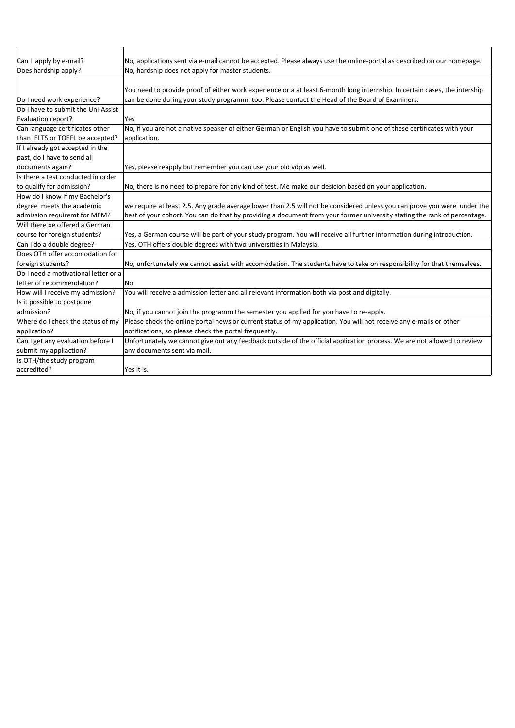| | |
|---|---|
| Can I apply by e-mail? | No, applications sent via e-mail cannot be accepted. Please always use the online-portal as described on our homepage. |
| Does hardship apply? | No, hardship does not apply for master students. |
| Do I need work experience? | You need to provide proof of either work experience or a at least 6-month long internship. In certain cases, the intership can be done during your study programm, too. Please contact the Head of the Board of Examiners. |
| Do I have to submit the Uni-Assist Evaluation report? | Yes |
| Can language certificates other than IELTS or TOEFL be accepted? | No, if you are not a native speaker of either German or English you have to submit one of these certificates with your application. |
| If I already got accepted in the past, do I have to send all documents again? | Yes, please reapply but remember you can use your old vdp as well. |
| Is there a test conducted in order to qualify for admission? | No, there is no need to prepare for any kind of test. Me make our desicion based on your application. |
| How do I know if my Bachelor's degree meets the academic admission requiremt for MEM? | we require at least 2.5. Any grade average lower than 2.5 will not be considered unless you can prove you were under the best of your cohort. You can do that by providing a document from your former university stating the rank of percentage. |
| Will there be offered a German course for foreign students? | Yes, a German course will be part of your study program. You will receive all further information during introduction. |
| Can I do a double degree? | Yes, OTH offers double degrees with two universities in Malaysia. |
| Does OTH offer accomodation for foreign students? | No, unfortunately we cannot assist with accomodation. The students have to take on responsibility for that themselves. |
| Do I need a motivational letter or a letter of recommendation? | No |
| How will I receive my admission? | You will receive a admission letter and all relevant information both via post and digitally. |
| Is it possible to postpone admission? | No, if you cannot join the programm the semester you applied for you have to re-apply. |
| Where do I check the status of my application? | Please check the online portal news or current status of my application. You will not receive any e-mails or other notifications, so please check the portal frequently. |
| Can I get any evaluation before I submit my appliaction? | Unfortunately we cannot give out any feedback outside of the official application process. We are not allowed to review any documents sent via mail. |
| Is OTH/the study program accredited? | Yes it is. |